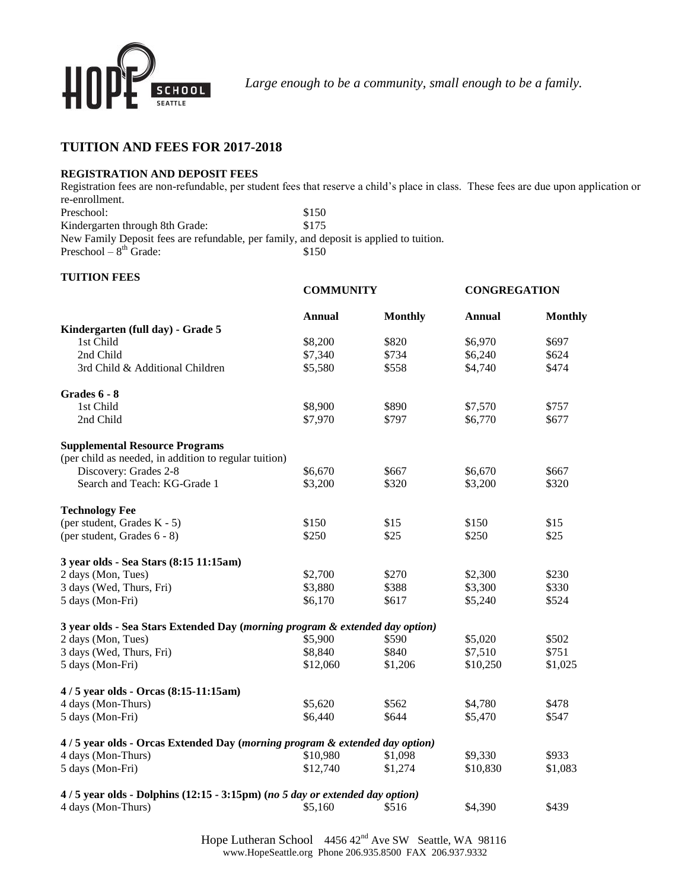HOPE SCHOOL SEATTLE

*Large enough to be a community, small enough to be a family.*

## TUITION AND FEES FOR 2017-2018

### REGISTRATION AND DEPOSIT FEES

Registration fees are non-refundable, per student fees that reserve a child's place in class. These fees are due upon application or re-enrollment.

| | |
|---|---|
| Preschool: | \$150 |
| Kindergarten through 8th Grade: | \$175 |

New Family Deposit fees are refundable, per family, and deposit is applied to tuition.

| | |
|---|---|
| Preschool – 8th Grade: | \$150 |

### TUITION FEES

| | COMMUNITY | | CONGREGATION | |
|---|---|---|---|---|
| | **Annual** | **Monthly** | **Annual** | **Monthly** |
| **Kindergarten (full day) - Grade 5** | | | | |
| 1st Child | \$8,200 | \$820 | \$6,970 | \$697 |
| 2nd Child | \$7,340 | \$734 | \$6,240 | \$624 |
| 3rd Child & Additional Children | \$5,580 | \$558 | \$4,740 | \$474 |
| **Grades 6 - 8** | | | | |
| 1st Child | \$8,900 | \$890 | \$7,570 | \$757 |
| 2nd Child | \$7,970 | \$797 | \$6,770 | \$677 |
| **Supplemental Resource Programs** | | | | |
| (per child as needed, in addition to regular tuition) | | | | |
| Discovery: Grades 2-8 | \$6,670 | \$667 | \$6,670 | \$667 |
| Search and Teach: KG-Grade 1 | \$3,200 | \$320 | \$3,200 | \$320 |
| **Technology Fee** | | | | |
| (per student, Grades K - 5) | \$150 | \$15 | \$150 | \$15 |
| (per student, Grades 6 - 8) | \$250 | \$25 | \$250 | \$25 |
| **3 year olds - Sea Stars (8:15 11:15am)** | | | | |
| 2 days (Mon, Tues) | \$2,700 | \$270 | \$2,300 | \$230 |
| 3 days (Wed, Thurs, Fri) | \$3,880 | \$388 | \$3,300 | \$330 |
| 5 days (Mon-Fri) | \$6,170 | \$617 | \$5,240 | \$524 |
| **3 year olds - Sea Stars Extended Day (*morning program & extended day option*)** | | | | |
| 2 days (Mon, Tues) | \$5,900 | \$590 | \$5,020 | \$502 |
| 3 days (Wed, Thurs, Fri) | \$8,840 | \$840 | \$7,510 | \$751 |
| 5 days (Mon-Fri) | \$12,060 | \$1,206 | \$10,250 | \$1,025 |
| **4 / 5 year olds - Orcas (8:15-11:15am)** | | | | |
| 4 days (Mon-Thurs) | \$5,620 | \$562 | \$4,780 | \$478 |
| 5 days (Mon-Fri) | \$6,440 | \$644 | \$5,470 | \$547 |
| **4 / 5 year olds - Orcas Extended Day (*morning program & extended day option*)** | | | | |
| 4 days (Mon-Thurs) | \$10,980 | \$1,098 | \$9,330 | \$933 |
| 5 days (Mon-Fri) | \$12,740 | \$1,274 | \$10,830 | \$1,083 |
| **4 / 5 year olds - Dolphins (12:15 - 3:15pm) (*no 5 day or extended day option*)** | | | | |
| 4 days (Mon-Thurs) | \$5,160 | \$516 | \$4,390 | \$439 |

Hope Lutheran School 4456 42nd Ave SW Seattle, WA 98116
www.HopeSeattle.org Phone 206.935.8500 FAX 206.937.9332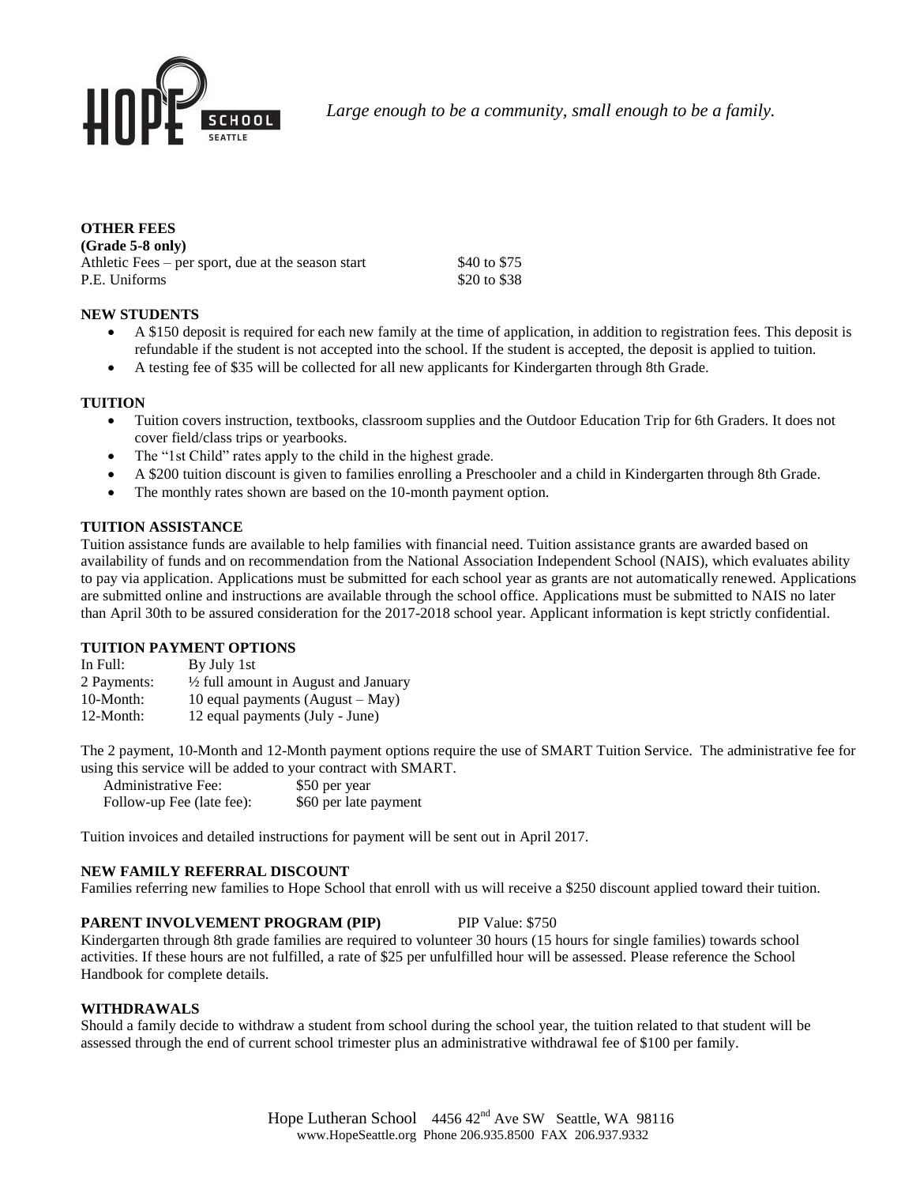*Large enough to be a community, small enough to be a family.*

**OTHER FEES**
**(Grade 5-8 only)**

| | |
|---|---|
| Athletic Fees – per sport, due at the season start | $40 to $75 |
| P.E. Uniforms | $20 to $38 |

**NEW STUDENTS**

- A $150 deposit is required for each new family at the time of application, in addition to registration fees. This deposit is refundable if the student is not accepted into the school. If the student is accepted, the deposit is applied to tuition.
- A testing fee of $35 will be collected for all new applicants for Kindergarten through 8th Grade.

**TUITION**

- Tuition covers instruction, textbooks, classroom supplies and the Outdoor Education Trip for 6th Graders. It does not cover field/class trips or yearbooks.
- The "1st Child" rates apply to the child in the highest grade.
- A $200 tuition discount is given to families enrolling a Preschooler and a child in Kindergarten through 8th Grade.
- The monthly rates shown are based on the 10-month payment option.

**TUITION ASSISTANCE**

Tuition assistance funds are available to help families with financial need. Tuition assistance grants are awarded based on availability of funds and on recommendation from the National Association Independent School (NAIS), which evaluates ability to pay via application. Applications must be submitted for each school year as grants are not automatically renewed. Applications are submitted online and instructions are available through the school office. Applications must be submitted to NAIS no later than April 30th to be assured consideration for the 2017-2018 school year. Applicant information is kept strictly confidential.

**TUITION PAYMENT OPTIONS**

| | |
|---|---|
| In Full: | By July 1st |
| 2 Payments: | ½ full amount in August and January |
| 10-Month: | 10 equal payments (August – May) |
| 12-Month: | 12 equal payments (July - June) |

The 2 payment, 10-Month and 12-Month payment options require the use of SMART Tuition Service. The administrative fee for using this service will be added to your contract with SMART.

| | |
|---|---|
| Administrative Fee: | $50 per year |
| Follow-up Fee (late fee): | $60 per late payment |

Tuition invoices and detailed instructions for payment will be sent out in April 2017.

**NEW FAMILY REFERRAL DISCOUNT**

Families referring new families to Hope School that enroll with us will receive a $250 discount applied toward their tuition.

**PARENT INVOLVEMENT PROGRAM (PIP)** PIP Value: $750

Kindergarten through 8th grade families are required to volunteer 30 hours (15 hours for single families) towards school activities. If these hours are not fulfilled, a rate of $25 per unfulfilled hour will be assessed. Please reference the School Handbook for complete details.

**WITHDRAWALS**

Should a family decide to withdraw a student from school during the school year, the tuition related to that student will be assessed through the end of current school trimester plus an administrative withdrawal fee of $100 per family.

Hope Lutheran School 4456 42nd Ave SW Seattle, WA 98116
www.HopeSeattle.org Phone 206.935.8500 FAX 206.937.9332